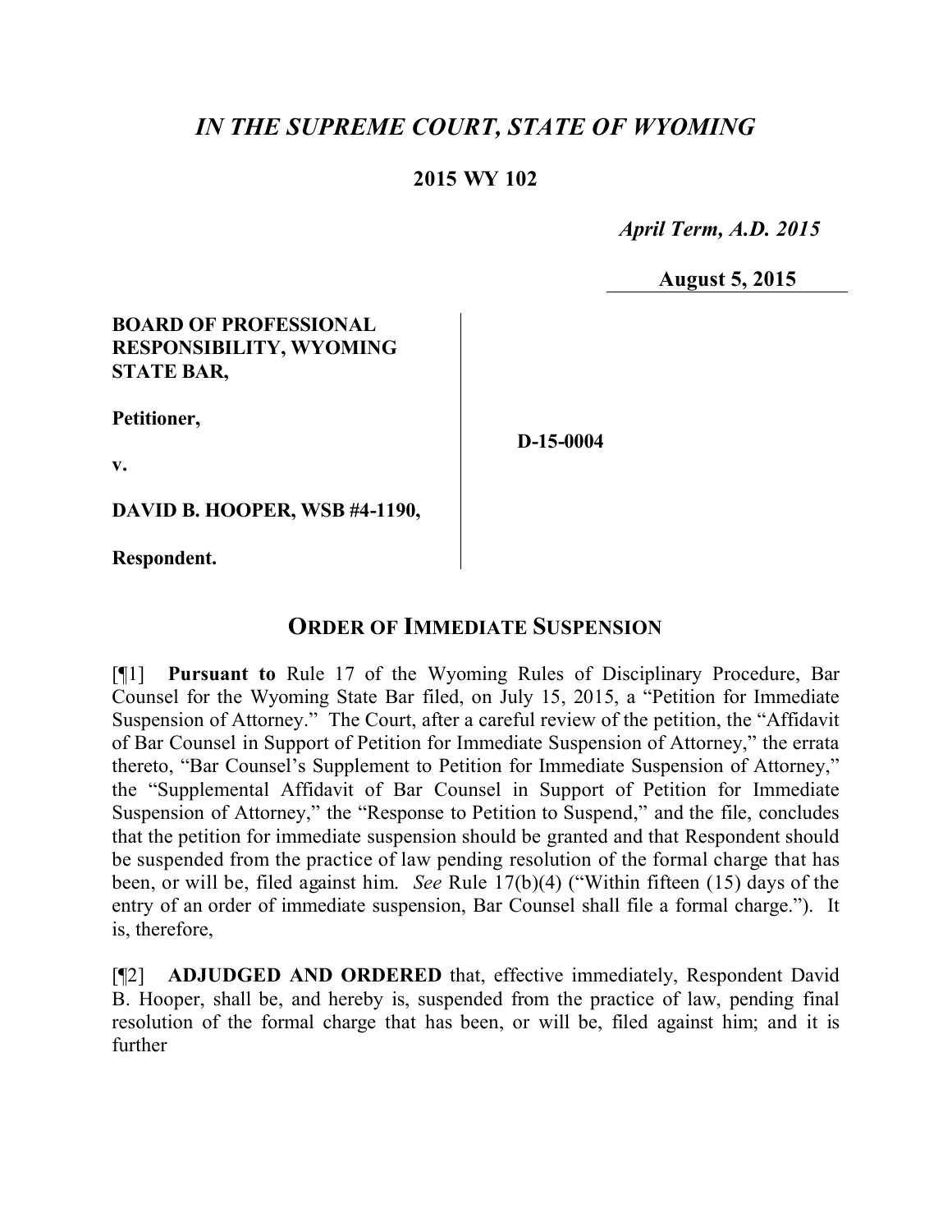# *IN THE SUPREME COURT, STATE OF WYOMING*

## 2015 WY 102

*April Term, A.D. 2015*

**August 5, 2015**

**BOARD OF PROFESSIONAL RESPONSIBILITY, WYOMING STATE BAR,**

**Petitioner,**

**v.**

**DAVID B. HOOPER, WSB #4-1190,**

**Respondent.**

**D-15-0004**

## ORDER OF IMMEDIATE SUSPENSION

[¶1] **Pursuant to** Rule 17 of the Wyoming Rules of Disciplinary Procedure, Bar Counsel for the Wyoming State Bar filed, on July 15, 2015, a "Petition for Immediate Suspension of Attorney." The Court, after a careful review of the petition, the "Affidavit of Bar Counsel in Support of Petition for Immediate Suspension of Attorney," the errata thereto, "Bar Counsel's Supplement to Petition for Immediate Suspension of Attorney," the "Supplemental Affidavit of Bar Counsel in Support of Petition for Immediate Suspension of Attorney," the "Response to Petition to Suspend," and the file, concludes that the petition for immediate suspension should be granted and that Respondent should be suspended from the practice of law pending resolution of the formal charge that has been, or will be, filed against him. *See* Rule 17(b)(4) ("Within fifteen (15) days of the entry of an order of immediate suspension, Bar Counsel shall file a formal charge."). It is, therefore,

[¶2] **ADJUDGED AND ORDERED** that, effective immediately, Respondent David B. Hooper, shall be, and hereby is, suspended from the practice of law, pending final resolution of the formal charge that has been, or will be, filed against him; and it is further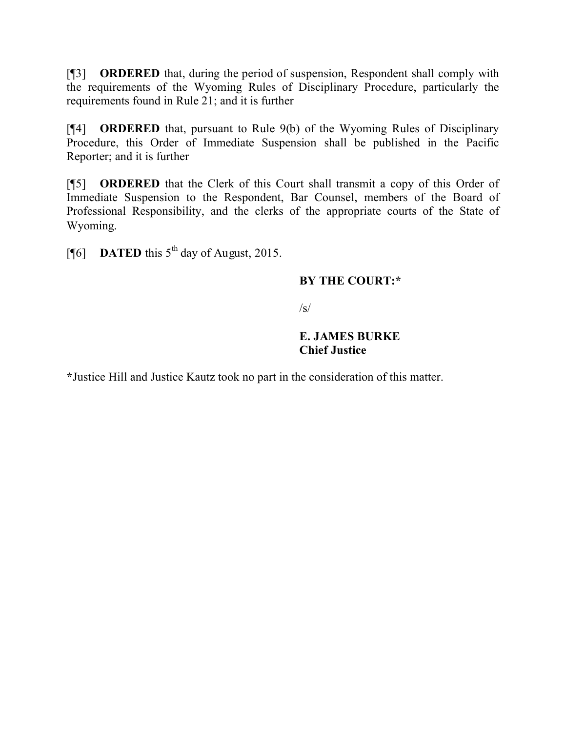[¶3] **ORDERED** that, during the period of suspension, Respondent shall comply with the requirements of the Wyoming Rules of Disciplinary Procedure, particularly the requirements found in Rule 21; and it is further

[¶4] **ORDERED** that, pursuant to Rule 9(b) of the Wyoming Rules of Disciplinary Procedure, this Order of Immediate Suspension shall be published in the Pacific Reporter; and it is further

[¶5] **ORDERED** that the Clerk of this Court shall transmit a copy of this Order of Immediate Suspension to the Respondent, Bar Counsel, members of the Board of Professional Responsibility, and the clerks of the appropriate courts of the State of Wyoming.

[¶6] **DATED** this 5th day of August, 2015.

**BY THE COURT:***

/s/

**E. JAMES BURKE**
**Chief Justice**

***Justice Hill and Justice Kautz took no part in the consideration of this matter.